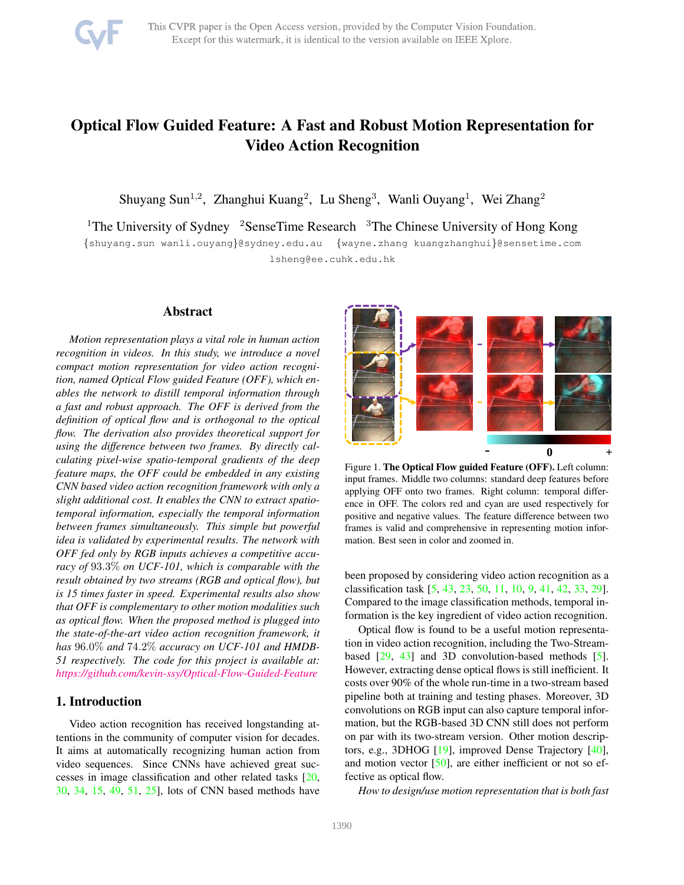# Optical Flow Guided Feature: A Fast and Robust Motion Representation for Video Action Recognition

Shuyang Sun[1,2], Zhanghui Kuang[2], Lu Sheng[3], Wanli Ouyang[1], Wei Zhang[2]

[1]The University of Sydney [2]SenseTime Research [3]The Chinese University of Hong Kong

{shuyang.sun wanli.ouyang}@sydney.edu.au {wayne.zhang kuangzhanghui}@sensetime.com

lsheng@ee.cuhk.edu.hk

## Abstract

*Motion representation plays a vital role in human action recognition in videos. In this study, we introduce a novel compact motion representation for video action recognition, named Optical Flow guided Feature (OFF), which enables the network to distill temporal information through a fast and robust approach. The OFF is derived from the definition of optical flow and is orthogonal to the optical flow. The derivation also provides theoretical support for using the difference between two frames. By directly calculating pixel-wise spatio-temporal gradients of the deep feature maps, the OFF could be embedded in any existing CNN based video action recognition framework with only a slight additional cost. It enables the CNN to extract spatio-temporal information, especially the temporal information between frames simultaneously. This simple but powerful idea is validated by experimental results. The network with OFF fed only by RGB inputs achieves a competitive accuracy of 93.3% on UCF-101, which is comparable with the result obtained by two streams (RGB and optical flow), but is 15 times faster in speed. Experimental results also show that OFF is complementary to other motion modalities such as optical flow. When the proposed method is plugged into the state-of-the-art video action recognition framework, it has 96.0% and 74.2% accuracy on UCF-101 and HMDB-51 respectively. The code for this project is available at: https://github.com/kevin-ssy/Optical-Flow-Guided-Feature*

## 1. Introduction

Video action recognition has received longstanding attentions in the community of computer vision for decades. It aims at automatically recognizing human action from video sequences. Since CNNs have achieved great successes in image classification and other related tasks [20, 30, 34, 15, 49, 51, 25], lots of CNN based methods have been proposed by considering video action recognition as a classification task [5, 43, 23, 50, 11, 10, 9, 41, 42, 33, 29]. Compared to the image classification methods, temporal information is the key ingredient of video action recognition.

Figure 1. **The Optical Flow guided Feature (OFF).** Left column: input frames. Middle two columns: standard deep features before applying OFF onto two frames. Right column: temporal difference in OFF. The colors red and cyan are used respectively for positive and negative values. The feature difference between two frames is valid and comprehensive in representing motion information. Best seen in color and zoomed in.

Optical flow is found to be a useful motion representation in video action recognition, including the Two-Stream-based [29, 43] and 3D convolution-based methods [5]. However, extracting dense optical flows is still inefficient. It costs over 90% of the whole run-time in a two-stream based pipeline both at training and testing phases. Moreover, 3D convolutions on RGB input can also capture temporal information, but the RGB-based 3D CNN still does not perform on par with its two-stream version. Other motion descriptors, e.g., 3DHOG [19], improved Dense Trajectory [40], and motion vector [50], are either inefficient or not so effective as optical flow.

*How to design/use motion representation that is both fast*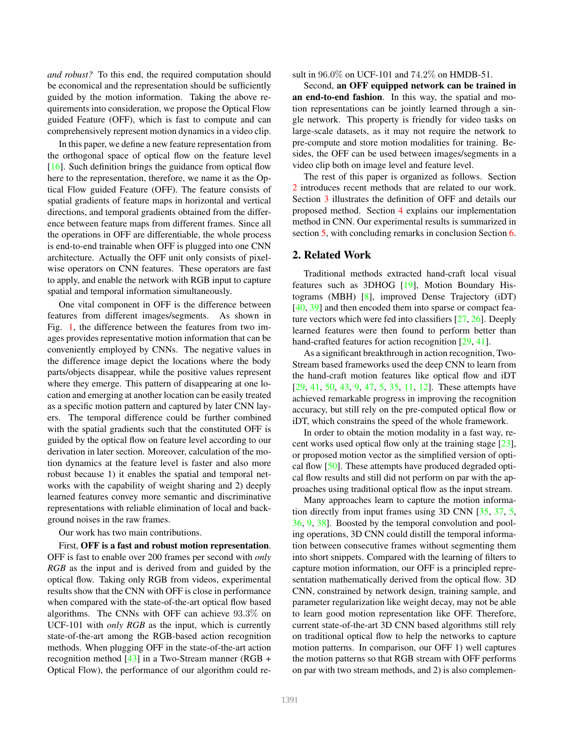*and robust?* To this end, the required computation should be economical and the representation should be sufficiently guided by the motion information. Taking the above requirements into consideration, we propose the Optical Flow guided Feature (OFF), which is fast to compute and can comprehensively represent motion dynamics in a video clip.

In this paper, we define a new feature representation from the orthogonal space of optical flow on the feature level [16]. Such definition brings the guidance from optical flow here to the representation, therefore, we name it as the Optical Flow guided Feature (OFF). The feature consists of spatial gradients of feature maps in horizontal and vertical directions, and temporal gradients obtained from the difference between feature maps from different frames. Since all the operations in OFF are differentiable, the whole process is end-to-end trainable when OFF is plugged into one CNN architecture. Actually the OFF unit only consists of pixel-wise operators on CNN features. These operators are fast to apply, and enable the network with RGB input to capture spatial and temporal information simultaneously.

One vital component in OFF is the difference between features from different images/segments. As shown in Fig. 1, the difference between the features from two images provides representative motion information that can be conveniently employed by CNNs. The negative values in the difference image depict the locations where the body parts/objects disappear, while the positive values represent where they emerge. This pattern of disappearing at one location and emerging at another location can be easily treated as a specific motion pattern and captured by later CNN layers. The temporal difference could be further combined with the spatial gradients such that the constituted OFF is guided by the optical flow on feature level according to our derivation in later section. Moreover, calculation of the motion dynamics at the feature level is faster and also more robust because 1) it enables the spatial and temporal networks with the capability of weight sharing and 2) deeply learned features convey more semantic and discriminative representations with reliable elimination of local and background noises in the raw frames.

Our work has two main contributions.

First, **OFF is a fast and robust motion representation**. OFF is fast to enable over 200 frames per second with *only RGB* as the input and is derived from and guided by the optical flow. Taking only RGB from videos, experimental results show that the CNN with OFF is close in performance when compared with the state-of-the-art optical flow based algorithms. The CNNs with OFF can achieve $93.3\%$ on UCF-101 with *only RGB* as the input, which is currently state-of-the-art among the RGB-based action recognition methods. When plugging OFF in the state-of-the-art action recognition method [43] in a Two-Stream manner (RGB + Optical Flow), the performance of our algorithm could result in $96.0\%$ on UCF-101 and $74.2\%$ on HMDB-51.

Second, **an OFF equipped network can be trained in an end-to-end fashion**. In this way, the spatial and motion representations can be jointly learned through a single network. This property is friendly for video tasks on large-scale datasets, as it may not require the network to pre-compute and store motion modalities for training. Besides, the OFF can be used between images/segments in a video clip both on image level and feature level.

The rest of this paper is organized as follows. Section 2 introduces recent methods that are related to our work. Section 3 illustrates the definition of OFF and details our proposed method. Section 4 explains our implementation method in CNN. Our experimental results is summarized in section 5, with concluding remarks in conclusion Section 6.

## 2. Related Work

Traditional methods extracted hand-craft local visual features such as 3DHOG [19], Motion Boundary Histograms (MBH) [8], improved Dense Trajectory (iDT) [40, 39] and then encoded them into sparse or compact feature vectors which were fed into classifiers [27, 26]. Deeply learned features were then found to perform better than hand-crafted features for action recognition [29, 41].

As a significant breakthrough in action recognition, Two-Stream based frameworks used the deep CNN to learn from the hand-craft motion features like optical flow and iDT [29, 41, 50, 43, 9, 47, 5, 35, 11, 12]. These attempts have achieved remarkable progress in improving the recognition accuracy, but still rely on the pre-computed optical flow or iDT, which constrains the speed of the whole framework.

In order to obtain the motion modality in a fast way, recent works used optical flow only at the training stage [23], or proposed motion vector as the simplified version of optical flow [50]. These attempts have produced degraded optical flow results and still did not perform on par with the approaches using traditional optical flow as the input stream.

Many approaches learn to capture the motion information directly from input frames using 3D CNN [35, 37, 5, 36, 9, 38]. Boosted by the temporal convolution and pooling operations, 3D CNN could distill the temporal information between consecutive frames without segmenting them into short snippets. Compared with the learning of filters to capture motion information, our OFF is a principled representation mathematically derived from the optical flow. 3D CNN, constrained by network design, training sample, and parameter regularization like weight decay, may not be able to learn good motion representation like OFF. Therefore, current state-of-the-art 3D CNN based algorithms still rely on traditional optical flow to help the networks to capture motion patterns. In comparison, our OFF 1) well captures the motion patterns so that RGB stream with OFF performs on par with two stream methods, and 2) is also complemen-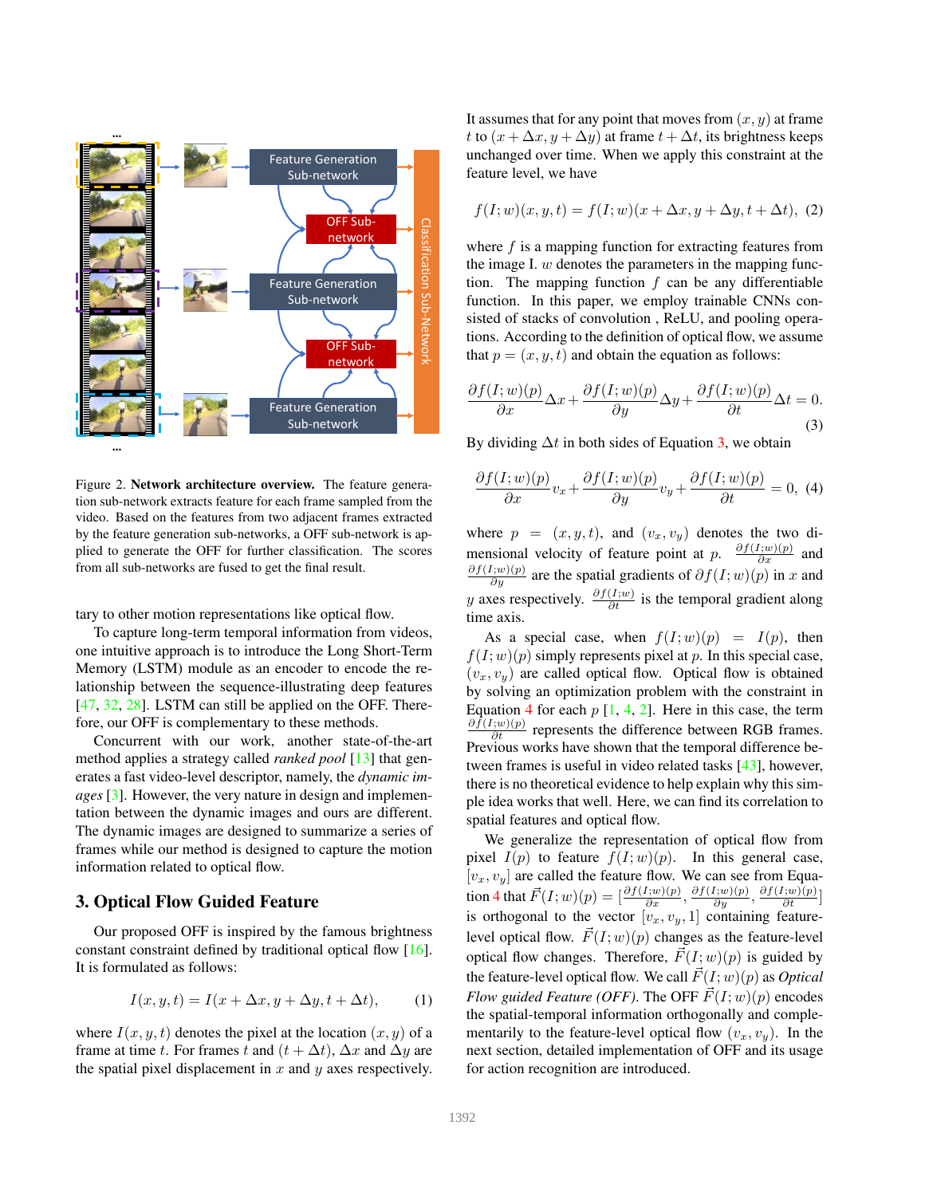Figure 2. **Network architecture overview.** The feature generation sub-network extracts feature for each frame sampled from the video. Based on the features from two adjacent frames extracted by the feature generation sub-networks, a OFF sub-network is applied to generate the OFF for further classification. The scores from all sub-networks are fused to get the final result.

tary to other motion representations like optical flow.

To capture long-term temporal information from videos, one intuitive approach is to introduce the Long Short-Term Memory (LSTM) module as an encoder to encode the relationship between the sequence-illustrating deep features [47, 32, 28]. LSTM can still be applied on the OFF. Therefore, our OFF is complementary to these methods.

Concurrent with our work, another state-of-the-art method applies a strategy called *ranked pool* [13] that generates a fast video-level descriptor, namely, the *dynamic images* [3]. However, the very nature in design and implementation between the dynamic images and ours are different. The dynamic images are designed to summarize a series of frames while our method is designed to capture the motion information related to optical flow.

## 3. Optical Flow Guided Feature

Our proposed OFF is inspired by the famous brightness constant constraint defined by traditional optical flow [16]. It is formulated as follows:

$$I(x, y, t) = I(x + \Delta x, y + \Delta y, t + \Delta t), \quad (1)$$

where $I(x, y, t)$ denotes the pixel at the location $(x, y)$ of a frame at time $t$. For frames $t$ and $(t + \Delta t)$, $\Delta x$ and $\Delta y$ are the spatial pixel displacement in $x$ and $y$ axes respectively.

It assumes that for any point that moves from $(x, y)$ at frame $t$ to $(x + \Delta x, y + \Delta y)$ at frame $t + \Delta t$, its brightness keeps unchanged over time. When we apply this constraint at the feature level, we have

$$f(I; w)(x, y, t) = f(I; w)(x + \Delta x, y + \Delta y, t + \Delta t), \quad (2)$$

where $f$ is a mapping function for extracting features from the image I. $w$ denotes the parameters in the mapping function. The mapping function $f$ can be any differentiable function. In this paper, we employ trainable CNNs consisted of stacks of convolution , ReLU, and pooling operations. According to the definition of optical flow, we assume that $p = (x, y, t)$ and obtain the equation as follows:

$$\frac{\partial f(I; w)(p)}{\partial x}\Delta x + \frac{\partial f(I; w)(p)}{\partial y}\Delta y + \frac{\partial f(I; w)(p)}{\partial t}\Delta t = 0. \quad (3)$$

By dividing $\Delta t$ in both sides of Equation 3, we obtain

$$\frac{\partial f(I; w)(p)}{\partial x}v_x + \frac{\partial f(I; w)(p)}{\partial y}v_y + \frac{\partial f(I; w)(p)}{\partial t} = 0, \quad (4)$$

where $p = (x, y, t)$, and $(v_x, v_y)$ denotes the two dimensional velocity of feature point at $p$. $\frac{\partial f(I;w)(p)}{\partial x}$ and $\frac{\partial f(I;w)(p)}{\partial y}$ are the spatial gradients of $\partial f(I; w)(p)$ in $x$ and $y$ axes respectively. $\frac{\partial f(I;w)}{\partial t}$ is the temporal gradient along time axis.

As a special case, when $f(I; w)(p) = I(p)$, then $f(I; w)(p)$ simply represents pixel at $p$. In this special case, $(v_x, v_y)$ are called optical flow. Optical flow is obtained by solving an optimization problem with the constraint in Equation 4 for each $p$ [1, 4, 2]. Here in this case, the term $\frac{\partial f(I;w)(p)}{\partial t}$ represents the difference between RGB frames. Previous works have shown that the temporal difference between frames is useful in video related tasks [43], however, there is no theoretical evidence to help explain why this simple idea works that well. Here, we can find its correlation to spatial features and optical flow.

We generalize the representation of optical flow from pixel $I(p)$ to feature $f(I; w)(p)$. In this general case, $[v_x, v_y]$ are called the feature flow. We can see from Equation 4 that $\vec{F}(I; w)(p) = [\frac{\partial f(I;w)(p)}{\partial x}, \frac{\partial f(I;w)(p)}{\partial y}, \frac{\partial f(I;w)(p)}{\partial t}]$ is orthogonal to the vector $[v_x, v_y, 1]$ containing feature-level optical flow. $\vec{F}(I; w)(p)$ changes as the feature-level optical flow changes. Therefore, $\vec{F}(I; w)(p)$ is guided by the feature-level optical flow. We call $\vec{F}(I; w)(p)$ as *Optical Flow guided Feature (OFF)*. The OFF $\vec{F}(I; w)(p)$ encodes the spatial-temporal information orthogonally and complementarily to the feature-level optical flow $(v_x, v_y)$. In the next section, detailed implementation of OFF and its usage for action recognition are introduced.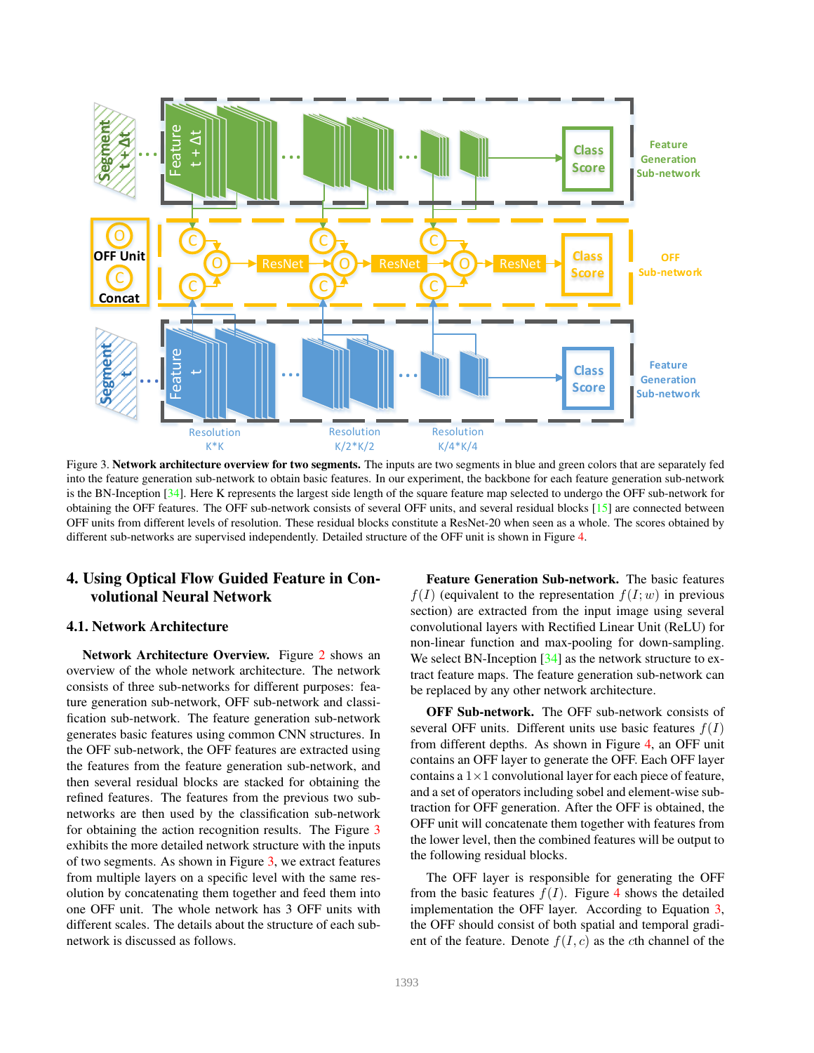Figure 3. **Network architecture overview for two segments.** The inputs are two segments in blue and green colors that are separately fed into the feature generation sub-network to obtain basic features. In our experiment, the backbone for each feature generation sub-network is the BN-Inception [34]. Here K represents the largest side length of the square feature map selected to undergo the OFF sub-network for obtaining the OFF features. The OFF sub-network consists of several OFF units, and several residual blocks [15] are connected between OFF units from different levels of resolution. These residual blocks constitute a ResNet-20 when seen as a whole. The scores obtained by different sub-networks are supervised independently. Detailed structure of the OFF unit is shown in Figure 4.

# 4. Using Optical Flow Guided Feature in Convolutional Neural Network

## 4.1. Network Architecture

**Network Architecture Overview.** Figure 2 shows an overview of the whole network architecture. The network consists of three sub-networks for different purposes: feature generation sub-network, OFF sub-network and classification sub-network. The feature generation sub-network generates basic features using common CNN structures. In the OFF sub-network, the OFF features are extracted using the features from the feature generation sub-network, and then several residual blocks are stacked for obtaining the refined features. The features from the previous two sub-networks are then used by the classification sub-network for obtaining the action recognition results. The Figure 3 exhibits the more detailed network structure with the inputs of two segments. As shown in Figure 3, we extract features from multiple layers on a specific level with the same resolution by concatenating them together and feed them into one OFF unit. The whole network has 3 OFF units with different scales. The details about the structure of each sub-network is discussed as follows.

**Feature Generation Sub-network.** The basic features $f(I)$ (equivalent to the representation $f(I; w)$ in previous section) are extracted from the input image using several convolutional layers with Rectified Linear Unit (ReLU) for non-linear function and max-pooling for down-sampling. We select BN-Inception [34] as the network structure to extract feature maps. The feature generation sub-network can be replaced by any other network architecture.

**OFF Sub-network.** The OFF sub-network consists of several OFF units. Different units use basic features $f(I)$ from different depths. As shown in Figure 4, an OFF unit contains an OFF layer to generate the OFF. Each OFF layer contains a $1\times1$ convolutional layer for each piece of feature, and a set of operators including sobel and element-wise subtraction for OFF generation. After the OFF is obtained, the OFF unit will concatenate them together with features from the lower level, then the combined features will be output to the following residual blocks.

The OFF layer is responsible for generating the OFF from the basic features $f(I)$. Figure 4 shows the detailed implementation the OFF layer. According to Equation 3, the OFF should consist of both spatial and temporal gradient of the feature. Denote $f(I, c)$ as the $c$th channel of the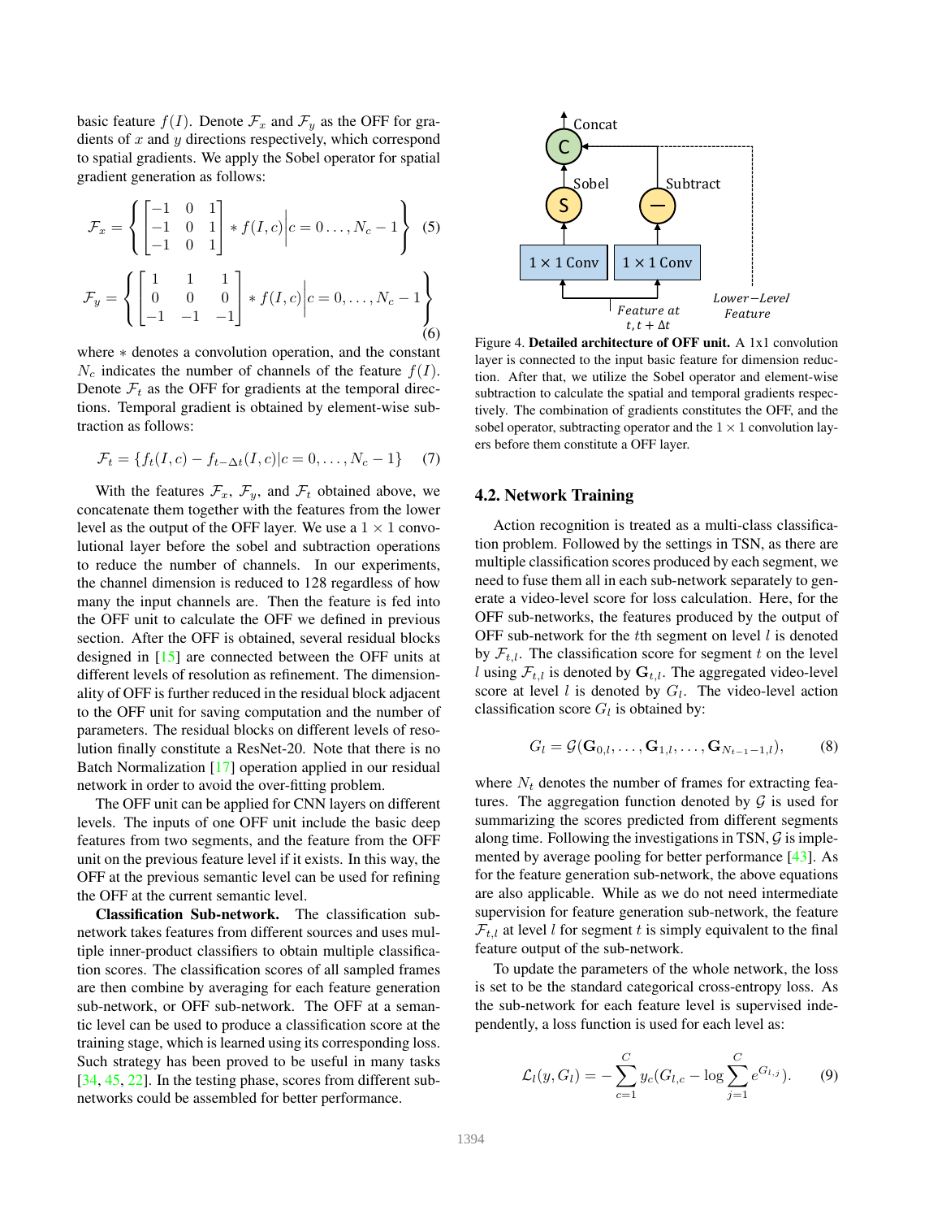basic feature $f(I)$. Denote $\mathcal{F}_x$ and $\mathcal{F}_y$ as the OFF for gradients of $x$ and $y$ directions respectively, which correspond to spatial gradients. We apply the Sobel operator for spatial gradient generation as follows:

$$\mathcal{F}_x = \left\{ \begin{bmatrix} -1 & 0 & 1 \\ -1 & 0 & 1 \\ -1 & 0 & 1 \end{bmatrix} * f(I, c) \middle| c = 0 \ldots, N_c - 1 \right\} \quad (5)$$

$$\mathcal{F}_y = \left\{ \begin{bmatrix} 1 & 1 & 1 \\ 0 & 0 & 0 \\ -1 & -1 & -1 \end{bmatrix} * f(I, c) \middle| c = 0, \ldots, N_c - 1 \right\} \quad (6)$$

where $*$ denotes a convolution operation, and the constant $N_c$ indicates the number of channels of the feature $f(I)$. Denote $\mathcal{F}_t$ as the OFF for gradients at the temporal directions. Temporal gradient is obtained by element-wise subtraction as follows:

$$\mathcal{F}_t = \{f_t(I, c) - f_{t-\Delta t}(I, c) | c = 0, \ldots, N_c - 1\} \quad (7)$$

With the features $\mathcal{F}_x$, $\mathcal{F}_y$, and $\mathcal{F}_t$ obtained above, we concatenate them together with the features from the lower level as the output of the OFF layer. We use a $1 \times 1$ convolutional layer before the sobel and subtraction operations to reduce the number of channels. In our experiments, the channel dimension is reduced to 128 regardless of how many the input channels are. Then the feature is fed into the OFF unit to calculate the OFF we defined in previous section. After the OFF is obtained, several residual blocks designed in [15] are connected between the OFF units at different levels of resolution as refinement. The dimensionality of OFF is further reduced in the residual block adjacent to the OFF unit for saving computation and the number of parameters. The residual blocks on different levels of resolution finally constitute a ResNet-20. Note that there is no Batch Normalization [17] operation applied in our residual network in order to avoid the over-fitting problem.

The OFF unit can be applied for CNN layers on different levels. The inputs of one OFF unit include the basic deep features from two segments, and the feature from the OFF unit on the previous feature level if it exists. In this way, the OFF at the previous semantic level can be used for refining the OFF at the current semantic level.

**Classification Sub-network.** The classification sub-network takes features from different sources and uses multiple inner-product classifiers to obtain multiple classification scores. The classification scores of all sampled frames are then combine by averaging for each feature generation sub-network, or OFF sub-network. The OFF at a semantic level can be used to produce a classification score at the training stage, which is learned using its corresponding loss. Such strategy has been proved to be useful in many tasks [34, 45, 22]. In the testing phase, scores from different sub-networks could be assembled for better performance.

Figure 4. **Detailed architecture of OFF unit.** A 1x1 convolution layer is connected to the input basic feature for dimension reduction. After that, we utilize the Sobel operator and element-wise subtraction to calculate the spatial and temporal gradients respectively. The combination of gradients constitutes the OFF, and the sobel operator, subtracting operator and the $1 \times 1$ convolution layers before them constitute a OFF layer.

## 4.2. Network Training

Action recognition is treated as a multi-class classification problem. Followed by the settings in TSN, as there are multiple classification scores produced by each segment, we need to fuse them all in each sub-network separately to generate a video-level score for loss calculation. Here, for the OFF sub-networks, the features produced by the output of OFF sub-network for the $t$th segment on level $l$ is denoted by $\mathcal{F}_{t,l}$. The classification score for segment $t$ on the level $l$ using $\mathcal{F}_{t,l}$ is denoted by $\mathbf{G}_{t,l}$. The aggregated video-level score at level $l$ is denoted by $G_l$. The video-level action classification score $G_l$ is obtained by:

$$G_l = \mathcal{G}(\mathbf{G}_{0,l}, \ldots, \mathbf{G}_{1,l}, \ldots, \mathbf{G}_{N_{t-1}-1,l}), \quad (8)$$

where $N_t$ denotes the number of frames for extracting features. The aggregation function denoted by $\mathcal{G}$ is used for summarizing the scores predicted from different segments along time. Following the investigations in TSN, $\mathcal{G}$ is implemented by average pooling for better performance [43]. As for the feature generation sub-network, the above equations are also applicable. While as we do not need intermediate supervision for feature generation sub-network, the feature $\mathcal{F}_{t,l}$ at level $l$ for segment $t$ is simply equivalent to the final feature output of the sub-network.

To update the parameters of the whole network, the loss is set to be the standard categorical cross-entropy loss. As the sub-network for each feature level is supervised independently, a loss function is used for each level as:

$$\mathcal{L}_l(y, G_l) = -\sum_{c=1}^{C} y_c (G_{l,c} - \log \sum_{j=1}^{C} e^{G_{l,j}}). \quad (9)$$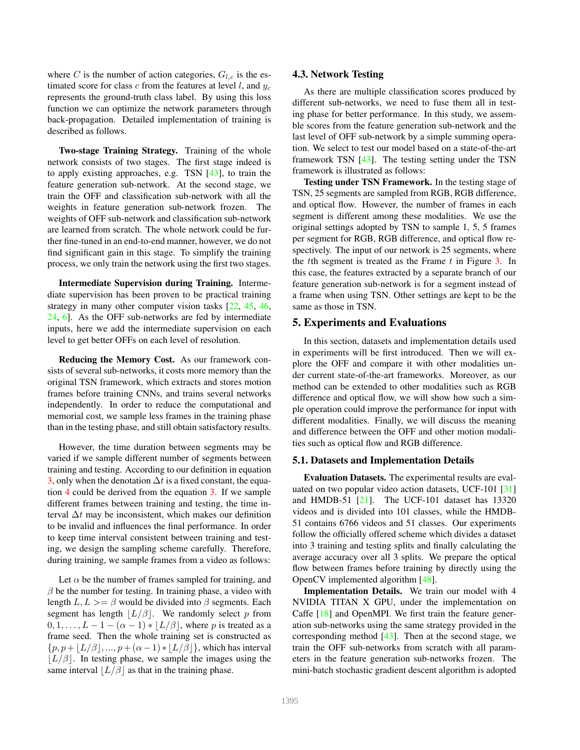where $C$ is the number of action categories, $G_{l,c}$ is the estimated score for class $c$ from the features at level $l$, and $y_c$ represents the ground-truth class label. By using this loss function we can optimize the network parameters through back-propagation. Detailed implementation of training is described as follows:

**Two-stage Training Strategy.** Training of the whole network consists of two stages. The first stage indeed is to apply existing approaches, e.g. TSN [43], to train the feature generation sub-network. At the second stage, we train the OFF and classification sub-network with all the weights in feature generation sub-network frozen. The weights of OFF sub-network and classification sub-network are learned from scratch. The whole network could be further fine-tuned in an end-to-end manner, however, we do not find significant gain in this stage. To simplify the training process, we only train the network using the first two stages.

**Intermediate Supervision during Training.** Intermediate supervision has been proven to be practical training strategy in many other computer vision tasks [22, 45, 46, 24, 6]. As the OFF sub-networks are fed by intermediate inputs, here we add the intermediate supervision on each level to get better OFFs on each level of resolution.

**Reducing the Memory Cost.** As our framework consists of several sub-networks, it costs more memory than the original TSN framework, which extracts and stores motion frames before training CNNs, and trains several networks independently. In order to reduce the computational and memorial cost, we sample less frames in the training phase than in the testing phase, and still obtain satisfactory results.

However, the time duration between segments may be varied if we sample different number of segments between training and testing. According to our definition in equation 3, only when the denotation $\Delta t$ is a fixed constant, the equation 4 could be derived from the equation 3. If we sample different frames between training and testing, the time interval $\Delta t$ may be inconsistent, which makes our definition to be invalid and influences the final performance. In order to keep time interval consistent between training and testing, we design the sampling scheme carefully. Therefore, during training, we sample frames from a video as follows:

Let $\alpha$ be the number of frames sampled for training, and $\beta$ be the number for testing. In training phase, a video with length $L, L >= \beta$ would be divided into $\beta$ segments. Each segment has length $\lfloor L/\beta \rfloor$. We randomly select $p$ from $0, 1, \dots, L-1-(\alpha-1)*\lfloor L/\beta \rfloor$, where $p$ is treated as a frame seed. Then the whole training set is constructed as $\{p, p+\lfloor L/\beta \rfloor, ..., p+(\alpha-1)*\lfloor L/\beta \rfloor\}$, which has interval $\lfloor L/\beta \rfloor$. In testing phase, we sample the images using the same interval $\lfloor L/\beta \rfloor$ as that in the training phase.

### 4.3. Network Testing

As there are multiple classification scores produced by different sub-networks, we need to fuse them all in testing phase for better performance. In this study, we assemble scores from the feature generation sub-network and the last level of OFF sub-network by a simple summing operation. We select to test our model based on a state-of-the-art framework TSN [43]. The testing setting under the TSN framework is illustrated as follows:

**Testing under TSN Framework.** In the testing stage of TSN, 25 segments are sampled from RGB, RGB difference, and optical flow. However, the number of frames in each segment is different among these modalities. We use the original settings adopted by TSN to sample 1, 5, 5 frames per segment for RGB, RGB difference, and optical flow respectively. The input of our network is 25 segments, where the $t$th segment is treated as the Frame $t$ in Figure 3. In this case, the features extracted by a separate branch of our feature generation sub-network is for a segment instead of a frame when using TSN. Other settings are kept to be the same as those in TSN.

## 5. Experiments and Evaluations

In this section, datasets and implementation details used in experiments will be first introduced. Then we will explore the OFF and compare it with other modalities under current state-of-the-art frameworks. Moreover, as our method can be extended to other modalities such as RGB difference and optical flow, we will show how such a simple operation could improve the performance for input with different modalities. Finally, we will discuss the meaning and difference between the OFF and other motion modalities such as optical flow and RGB difference.

### 5.1. Datasets and Implementation Details

**Evaluation Datasets.** The experimental results are evaluated on two popular video action datasets, UCF-101 [31] and HMDB-51 [21]. The UCF-101 dataset has 13320 videos and is divided into 101 classes, while the HMDB-51 contains 6766 videos and 51 classes. Our experiments follow the officially offered scheme which divides a dataset into 3 training and testing splits and finally calculating the average accuracy over all 3 splits. We prepare the optical flow between frames before training by directly using the OpenCV implemented algorithm [48].

**Implementation Details.** We train our model with 4 NVIDIA TITAN X GPU, under the implementation on Caffe [18] and OpenMPI. We first train the feature generation sub-networks using the same strategy provided in the corresponding method [43]. Then at the second stage, we train the OFF sub-networks from scratch with all parameters in the feature generation sub-networks frozen. The mini-batch stochastic gradient descent algorithm is adopted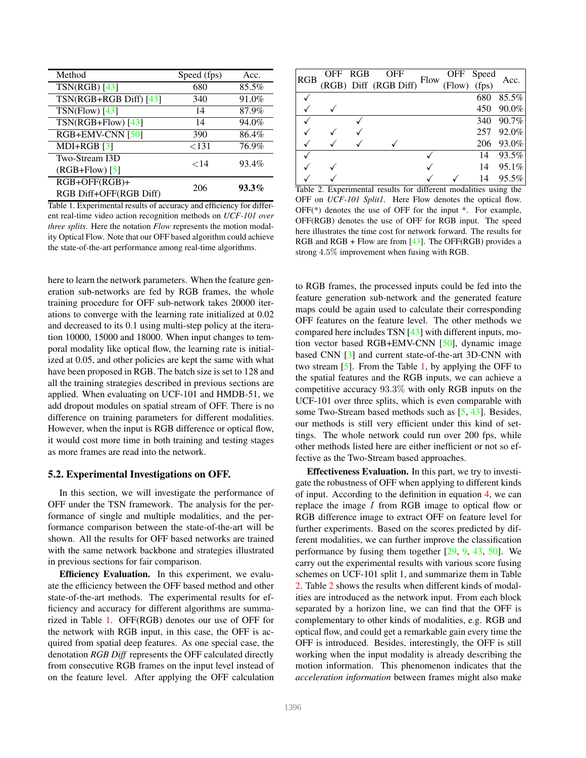| Method | Speed (fps) | Acc. |
|---|---|---|
| TSN(RGB) [43] | 680 | 85.5% |
| TSN(RGB+RGB Diff) [43] | 340 | 91.0% |
| TSN(Flow) [43] | 14 | 87.9% |
| TSN(RGB+Flow) [43] | 14 | 94.0% |
| RGB+EMV-CNN [50] | 390 | 86.4% |
| MDI+RGB [3] | <131 | 76.9% |
| Two-Stream I3D (RGB+Flow) [5] | <14 | 93.4% |
| RGB+OFF(RGB)+ RGB Diff+OFF(RGB Diff) | 206 | **93.3%** |

Table 1. Experimental results of accuracy and efficiency for different real-time video action recognition methods on *UCF-101 over three splits*. Here the notation *Flow* represents the motion modality Optical Flow. Note that our OFF based algorithm could achieve the state-of-the-art performance among real-time algorithms.

| RGB | OFF (RGB) | RGB Diff | OFF (RGB Diff) | Flow | OFF (Flow) | Speed (fps) | Acc. |
|---|---|---|---|---|---|---|---|
| ✓ | | | | | | 680 | 85.5% |
| ✓ | ✓ | | | | | 450 | 90.0% |
| ✓ | | ✓ | | | | 340 | 90.7% |
| ✓ | ✓ | ✓ | | | | 257 | 92.0% |
| ✓ | ✓ | ✓ | ✓ | | | 206 | 93.0% |
| ✓ | | | | ✓ | | 14 | 93.5% |
| ✓ | ✓ | | | ✓ | | 14 | 95.1% |
| ✓ | ✓ | | | ✓ | ✓ | 14 | 95.5% |

Table 2. Experimental results for different modalities using the OFF on *UCF-101 Split1*. Here Flow denotes the optical flow. OFF(*) denotes the use of OFF for the input *. For example, OFF(RGB) denotes the use of OFF for RGB input. The speed here illustrates the time cost for network forward. The results for RGB and RGB + Flow are from [43]. The OFF(RGB) provides a strong $4.5\%$ improvement when fusing with RGB.

here to learn the network parameters. When the feature generation sub-networks are fed by RGB frames, the whole training procedure for OFF sub-network takes 20000 iterations to converge with the learning rate initialized at 0.02 and decreased to its 0.1 using multi-step policy at the iteration 10000, 15000 and 18000. When input changes to temporal modality like optical flow, the learning rate is initialized at 0.05, and other policies are kept the same with what have been proposed in RGB. The batch size is set to 128 and all the training strategies described in previous sections are applied. When evaluating on UCF-101 and HMDB-51, we add dropout modules on spatial stream of OFF. There is no difference on training parameters for different modalities. However, when the input is RGB difference or optical flow, it would cost more time in both training and testing stages as more frames are read into the network.

### 5.2. Experimental Investigations on OFF.

In this section, we will investigate the performance of OFF under the TSN framework. The analysis for the performance of single and multiple modalities, and the performance comparison between the state-of-the-art will be shown. All the results for OFF based networks are trained with the same network backbone and strategies illustrated in previous sections for fair comparison.

**Efficiency Evaluation.** In this experiment, we evaluate the efficiency between the OFF based method and other state-of-the-art methods. The experimental results for efficiency and accuracy for different algorithms are summarized in Table 1. OFF(RGB) denotes our use of OFF for the network with RGB input, in this case, the OFF is acquired from spatial deep features. As one special case, the denotation *RGB Diff* represents the OFF calculated directly from consecutive RGB frames on the input level instead of on the feature level. After applying the OFF calculation to RGB frames, the processed inputs could be fed into the feature generation sub-network and the generated feature maps could be again used to calculate their corresponding OFF features on the feature level. The other methods we compared here includes TSN [43] with different inputs, motion vector based RGB+EMV-CNN [50], dynamic image based CNN [3] and current state-of-the-art 3D-CNN with two stream [5]. From the Table 1, by applying the OFF to the spatial features and the RGB inputs, we can achieve a competitive accuracy $93.3\%$ with only RGB inputs on the UCF-101 over three splits, which is even comparable with some Two-Stream based methods such as [5, 43]. Besides, our methods is still very efficient under this kind of settings. The whole network could run over 200 fps, while other methods listed here are either inefficient or not so effective as the Two-Stream based approaches.

**Effectiveness Evaluation.** In this part, we try to investigate the robustness of OFF when applying to different kinds of input. According to the definition in equation 4, we can replace the image $I$ from RGB image to optical flow or RGB difference image to extract OFF on feature level for further experiments. Based on the scores predicted by different modalities, we can further improve the classification performance by fusing them together [29, 9, 43, 50]. We carry out the experimental results with various score fusing schemes on UCF-101 split 1, and summarize them in Table 2. Table 2 shows the results when different kinds of modalities are introduced as the network input. From each block separated by a horizon line, we can find that the OFF is complementary to other kinds of modalities, e.g. RGB and optical flow, and could get a remarkable gain every time the OFF is introduced. Besides, interestingly, the OFF is still working when the input modality is already describing the motion information. This phenomenon indicates that the *acceleration information* between frames might also make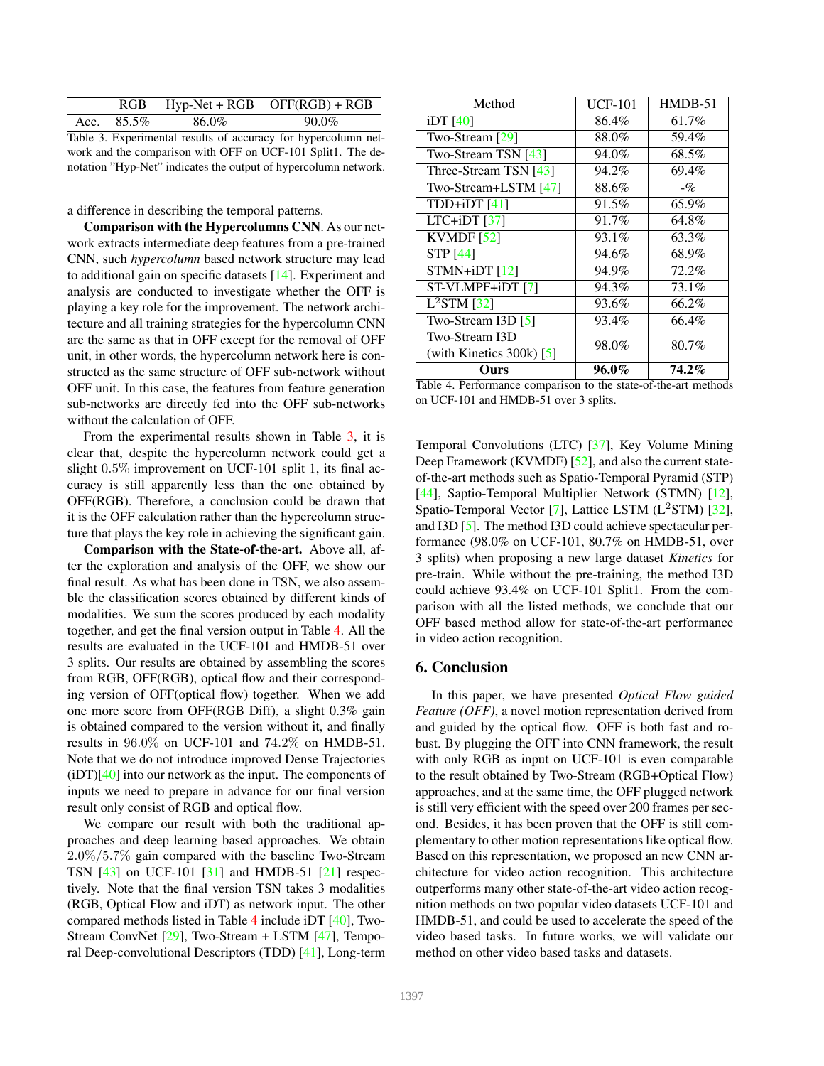|  | RGB | Hyp-Net + RGB | OFF(RGB) + RGB |
|---|---|---|---|
| Acc. | 85.5% | 86.0% | 90.0% |

Table 3. Experimental results of accuracy for hypercolumn network and the comparison with OFF on UCF-101 Split1. The denotation "Hyp-Net" indicates the output of hypercolumn network.

a difference in describing the temporal patterns.

**Comparison with the Hypercolumns CNN**. As our network extracts intermediate deep features from a pre-trained CNN, such *hypercolumn* based network structure may lead to additional gain on specific datasets [14]. Experiment and analysis are conducted to investigate whether the OFF is playing a key role for the improvement. The network architecture and all training strategies for the hypercolumn CNN are the same as that in OFF except for the removal of OFF unit, in other words, the hypercolumn network here is constructed as the same structure of OFF sub-network without OFF unit. In this case, the features from feature generation sub-networks are directly fed into the OFF sub-networks without the calculation of OFF.

From the experimental results shown in Table 3, it is clear that, despite the hypercolumn network could get a slight 0.5% improvement on UCF-101 split 1, its final accuracy is still apparently less than the one obtained by OFF(RGB). Therefore, a conclusion could be drawn that it is the OFF calculation rather than the hypercolumn structure that plays the key role in achieving the significant gain.

**Comparison with the State-of-the-art.** Above all, after the exploration and analysis of the OFF, we show our final result. As what has been done in TSN, we also assemble the classification scores obtained by different kinds of modalities. We sum the scores produced by each modality together, and get the final version output in Table 4. All the results are evaluated in the UCF-101 and HMDB-51 over 3 splits. Our results are obtained by assembling the scores from RGB, OFF(RGB), optical flow and their corresponding version of OFF(optical flow) together. When we add one more score from OFF(RGB Diff), a slight 0.3% gain is obtained compared to the version without it, and finally results in 96.0% on UCF-101 and 74.2% on HMDB-51. Note that we do not introduce improved Dense Trajectories (iDT)[40] into our network as the input. The components of inputs we need to prepare in advance for our final version result only consist of RGB and optical flow.

We compare our result with both the traditional approaches and deep learning based approaches. We obtain 2.0%/5.7% gain compared with the baseline Two-Stream TSN [43] on UCF-101 [31] and HMDB-51 [21] respectively. Note that the final version TSN takes 3 modalities (RGB, Optical Flow and iDT) as network input. The other compared methods listed in Table 4 include iDT [40], Two-Stream ConvNet [29], Two-Stream + LSTM [47], Temporal Deep-convolutional Descriptors (TDD) [41], Long-term Temporal Convolutions (LTC) [37], Key Volume Mining Deep Framework (KVMDF) [52], and also the current state-of-the-art methods such as Spatio-Temporal Pyramid (STP) [44], Saptio-Temporal Multiplier Network (STMN) [12], Spatio-Temporal Vector [7], Lattice LSTM ($L^2$STM) [32], and I3D [5]. The method I3D could achieve spectacular performance (98.0% on UCF-101, 80.7% on HMDB-51, over 3 splits) when proposing a new large dataset *Kinetics* for pre-train. While without the pre-training, the method I3D could achieve 93.4% on UCF-101 Split1. From the comparison with all the listed methods, we conclude that our OFF based method allow for state-of-the-art performance in video action recognition.

| Method | UCF-101 | HMDB-51 |
|---|---|---|
| iDT [40] | 86.4% | 61.7% |
| Two-Stream [29] | 88.0% | 59.4% |
| Two-Stream TSN [43] | 94.0% | 68.5% |
| Three-Stream TSN [43] | 94.2% | 69.4% |
| Two-Stream+LSTM [47] | 88.6% | -% |
| TDD+iDT [41] | 91.5% | 65.9% |
| LTC+iDT [37] | 91.7% | 64.8% |
| KVMDF [52] | 93.1% | 63.3% |
| STP [44] | 94.6% | 68.9% |
| STMN+iDT [12] | 94.9% | 72.2% |
| ST-VLMPF+iDT [7] | 94.3% | 73.1% |
| $L^2$STM [32] | 93.6% | 66.2% |
| Two-Stream I3D [5] | 93.4% | 66.4% |
| Two-Stream I3D (with Kinetics 300k) [5] | 98.0% | 80.7% |
| **Ours** | **96.0%** | **74.2%** |

Table 4. Performance comparison to the state-of-the-art methods on UCF-101 and HMDB-51 over 3 splits.

## 6. Conclusion

In this paper, we have presented *Optical Flow guided Feature (OFF)*, a novel motion representation derived from and guided by the optical flow. OFF is both fast and robust. By plugging the OFF into CNN framework, the result with only RGB as input on UCF-101 is even comparable to the result obtained by Two-Stream (RGB+Optical Flow) approaches, and at the same time, the OFF plugged network is still very efficient with the speed over 200 frames per second. Besides, it has been proven that the OFF is still complementary to other motion representations like optical flow. Based on this representation, we proposed an new CNN architecture for video action recognition. This architecture outperforms many other state-of-the-art video action recognition methods on two popular video datasets UCF-101 and HMDB-51, and could be used to accelerate the speed of the video based tasks. In future works, we will validate our method on other video based tasks and datasets.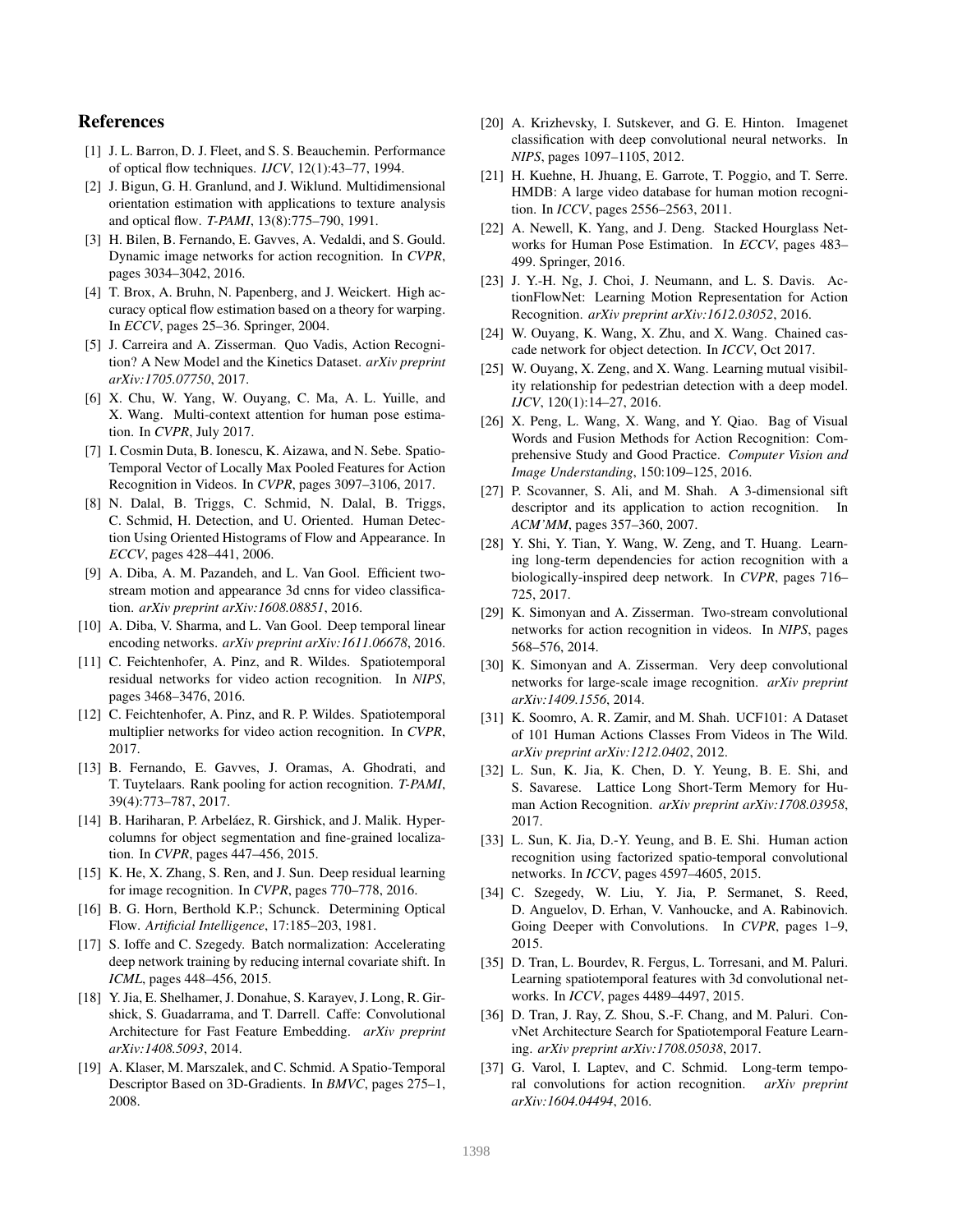## References

[1] J. L. Barron, D. J. Fleet, and S. S. Beauchemin. Performance of optical flow techniques. *IJCV*, 12(1):43–77, 1994.

[2] J. Bigun, G. H. Granlund, and J. Wiklund. Multidimensional orientation estimation with applications to texture analysis and optical flow. *T-PAMI*, 13(8):775–790, 1991.

[3] H. Bilen, B. Fernando, E. Gavves, A. Vedaldi, and S. Gould. Dynamic image networks for action recognition. In *CVPR*, pages 3034–3042, 2016.

[4] T. Brox, A. Bruhn, N. Papenberg, and J. Weickert. High accuracy optical flow estimation based on a theory for warping. In *ECCV*, pages 25–36. Springer, 2004.

[5] J. Carreira and A. Zisserman. Quo Vadis, Action Recognition? A New Model and the Kinetics Dataset. *arXiv preprint arXiv:1705.07750*, 2017.

[6] X. Chu, W. Yang, W. Ouyang, C. Ma, A. L. Yuille, and X. Wang. Multi-context attention for human pose estimation. In *CVPR*, July 2017.

[7] I. Cosmin Duta, B. Ionescu, K. Aizawa, and N. Sebe. Spatio-Temporal Vector of Locally Max Pooled Features for Action Recognition in Videos. In *CVPR*, pages 3097–3106, 2017.

[8] N. Dalal, B. Triggs, C. Schmid, N. Dalal, B. Triggs, C. Schmid, H. Detection, and U. Oriented. Human Detection Using Oriented Histograms of Flow and Appearance. In *ECCV*, pages 428–441, 2006.

[9] A. Diba, A. M. Pazandeh, and L. Van Gool. Efficient two-stream motion and appearance 3d cnns for video classification. *arXiv preprint arXiv:1608.08851*, 2016.

[10] A. Diba, V. Sharma, and L. Van Gool. Deep temporal linear encoding networks. *arXiv preprint arXiv:1611.06678*, 2016.

[11] C. Feichtenhofer, A. Pinz, and R. Wildes. Spatiotemporal residual networks for video action recognition. In *NIPS*, pages 3468–3476, 2016.

[12] C. Feichtenhofer, A. Pinz, and R. P. Wildes. Spatiotemporal multiplier networks for video action recognition. In *CVPR*, 2017.

[13] B. Fernando, E. Gavves, J. Oramas, A. Ghodrati, and T. Tuytelaars. Rank pooling for action recognition. *T-PAMI*, 39(4):773–787, 2017.

[14] B. Hariharan, P. Arbeláez, R. Girshick, and J. Malik. Hypercolumns for object segmentation and fine-grained localization. In *CVPR*, pages 447–456, 2015.

[15] K. He, X. Zhang, S. Ren, and J. Sun. Deep residual learning for image recognition. In *CVPR*, pages 770–778, 2016.

[16] B. G. Horn, Berthold K.P.; Schunck. Determining Optical Flow. *Artificial Intelligence*, 17:185–203, 1981.

[17] S. Ioffe and C. Szegedy. Batch normalization: Accelerating deep network training by reducing internal covariate shift. In *ICML*, pages 448–456, 2015.

[18] Y. Jia, E. Shelhamer, J. Donahue, S. Karayev, J. Long, R. Girshick, S. Guadarrama, and T. Darrell. Caffe: Convolutional Architecture for Fast Feature Embedding. *arXiv preprint arXiv:1408.5093*, 2014.

[19] A. Klaser, M. Marszalek, and C. Schmid. A Spatio-Temporal Descriptor Based on 3D-Gradients. In *BMVC*, pages 275–1, 2008.

[20] A. Krizhevsky, I. Sutskever, and G. E. Hinton. Imagenet classification with deep convolutional neural networks. In *NIPS*, pages 1097–1105, 2012.

[21] H. Kuehne, H. Jhuang, E. Garrote, T. Poggio, and T. Serre. HMDB: A large video database for human motion recognition. In *ICCV*, pages 2556–2563, 2011.

[22] A. Newell, K. Yang, and J. Deng. Stacked Hourglass Networks for Human Pose Estimation. In *ECCV*, pages 483–499. Springer, 2016.

[23] J. Y.-H. Ng, J. Choi, J. Neumann, and L. S. Davis. ActionFlowNet: Learning Motion Representation for Action Recognition. *arXiv preprint arXiv:1612.03052*, 2016.

[24] W. Ouyang, K. Wang, X. Zhu, and X. Wang. Chained cascade network for object detection. In *ICCV*, Oct 2017.

[25] W. Ouyang, X. Zeng, and X. Wang. Learning mutual visibility relationship for pedestrian detection with a deep model. *IJCV*, 120(1):14–27, 2016.

[26] X. Peng, L. Wang, X. Wang, and Y. Qiao. Bag of Visual Words and Fusion Methods for Action Recognition: Comprehensive Study and Good Practice. *Computer Vision and Image Understanding*, 150:109–125, 2016.

[27] P. Scovanner, S. Ali, and M. Shah. A 3-dimensional sift descriptor and its application to action recognition. In *ACM'MM*, pages 357–360, 2007.

[28] Y. Shi, Y. Tian, Y. Wang, W. Zeng, and T. Huang. Learning long-term dependencies for action recognition with a biologically-inspired deep network. In *CVPR*, pages 716–725, 2017.

[29] K. Simonyan and A. Zisserman. Two-stream convolutional networks for action recognition in videos. In *NIPS*, pages 568–576, 2014.

[30] K. Simonyan and A. Zisserman. Very deep convolutional networks for large-scale image recognition. *arXiv preprint arXiv:1409.1556*, 2014.

[31] K. Soomro, A. R. Zamir, and M. Shah. UCF101: A Dataset of 101 Human Actions Classes From Videos in The Wild. *arXiv preprint arXiv:1212.0402*, 2012.

[32] L. Sun, K. Jia, K. Chen, D. Y. Yeung, B. E. Shi, and S. Savarese. Lattice Long Short-Term Memory for Human Action Recognition. *arXiv preprint arXiv:1708.03958*, 2017.

[33] L. Sun, K. Jia, D.-Y. Yeung, and B. E. Shi. Human action recognition using factorized spatio-temporal convolutional networks. In *ICCV*, pages 4597–4605, 2015.

[34] C. Szegedy, W. Liu, Y. Jia, P. Sermanet, S. Reed, D. Anguelov, D. Erhan, V. Vanhoucke, and A. Rabinovich. Going Deeper with Convolutions. In *CVPR*, pages 1–9, 2015.

[35] D. Tran, L. Bourdev, R. Fergus, L. Torresani, and M. Paluri. Learning spatiotemporal features with 3d convolutional networks. In *ICCV*, pages 4489–4497, 2015.

[36] D. Tran, J. Ray, Z. Shou, S.-F. Chang, and M. Paluri. ConvNet Architecture Search for Spatiotemporal Feature Learning. *arXiv preprint arXiv:1708.05038*, 2017.

[37] G. Varol, I. Laptev, and C. Schmid. Long-term temporal convolutions for action recognition. *arXiv preprint arXiv:1604.04494*, 2016.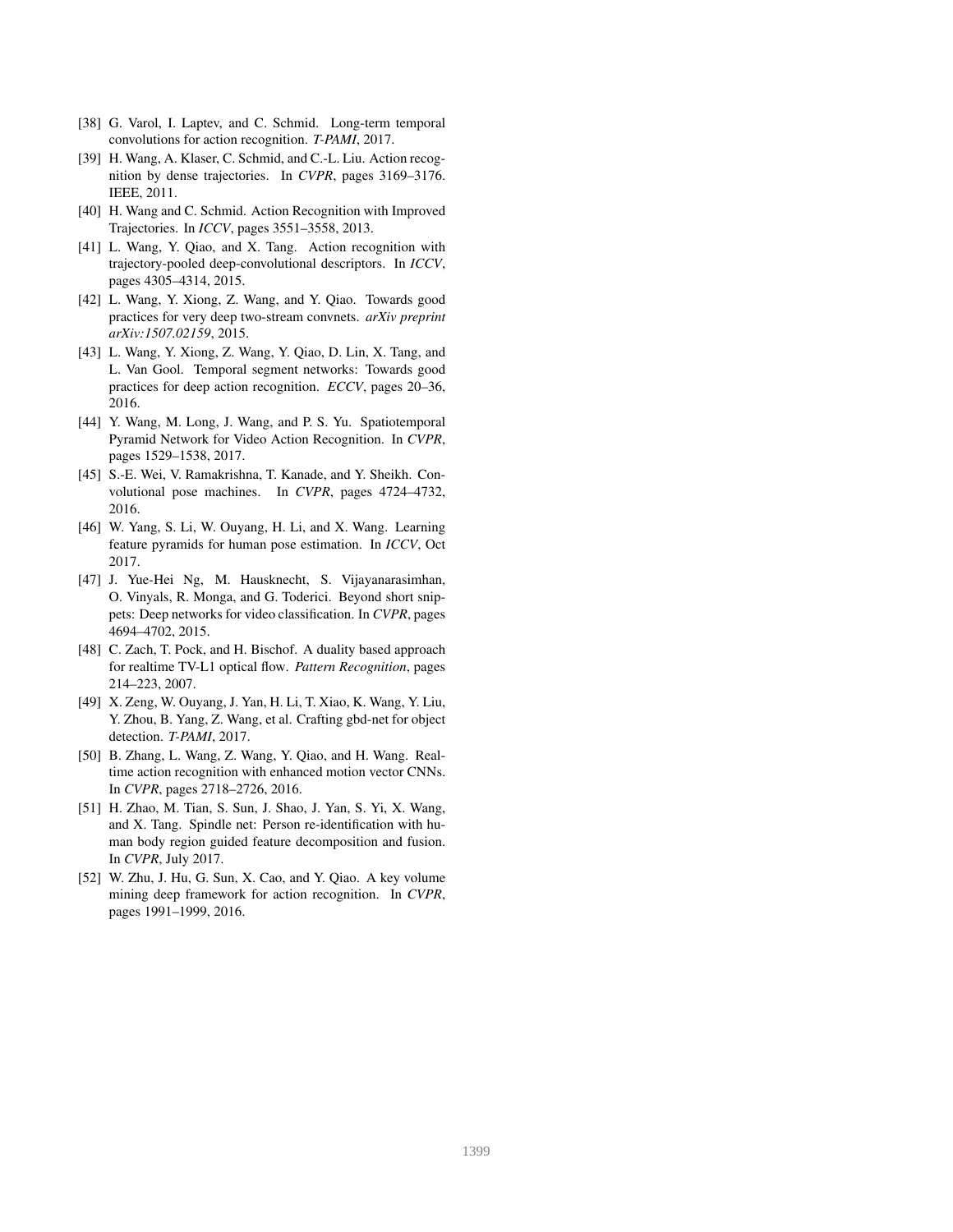[38] G. Varol, I. Laptev, and C. Schmid. Long-term temporal convolutions for action recognition. *T-PAMI*, 2017.

[39] H. Wang, A. Klaser, C. Schmid, and C.-L. Liu. Action recognition by dense trajectories. In *CVPR*, pages 3169–3176. IEEE, 2011.

[40] H. Wang and C. Schmid. Action Recognition with Improved Trajectories. In *ICCV*, pages 3551–3558, 2013.

[41] L. Wang, Y. Qiao, and X. Tang. Action recognition with trajectory-pooled deep-convolutional descriptors. In *ICCV*, pages 4305–4314, 2015.

[42] L. Wang, Y. Xiong, Z. Wang, and Y. Qiao. Towards good practices for very deep two-stream convnets. *arXiv preprint arXiv:1507.02159*, 2015.

[43] L. Wang, Y. Xiong, Z. Wang, Y. Qiao, D. Lin, X. Tang, and L. Van Gool. Temporal segment networks: Towards good practices for deep action recognition. *ECCV*, pages 20–36, 2016.

[44] Y. Wang, M. Long, J. Wang, and P. S. Yu. Spatiotemporal Pyramid Network for Video Action Recognition. In *CVPR*, pages 1529–1538, 2017.

[45] S.-E. Wei, V. Ramakrishna, T. Kanade, and Y. Sheikh. Convolutional pose machines. In *CVPR*, pages 4724–4732, 2016.

[46] W. Yang, S. Li, W. Ouyang, H. Li, and X. Wang. Learning feature pyramids for human pose estimation. In *ICCV*, Oct 2017.

[47] J. Yue-Hei Ng, M. Hausknecht, S. Vijayanarasimhan, O. Vinyals, R. Monga, and G. Toderici. Beyond short snippets: Deep networks for video classification. In *CVPR*, pages 4694–4702, 2015.

[48] C. Zach, T. Pock, and H. Bischof. A duality based approach for realtime TV-L1 optical flow. *Pattern Recognition*, pages 214–223, 2007.

[49] X. Zeng, W. Ouyang, J. Yan, H. Li, T. Xiao, K. Wang, Y. Liu, Y. Zhou, B. Yang, Z. Wang, et al. Crafting gbd-net for object detection. *T-PAMI*, 2017.

[50] B. Zhang, L. Wang, Z. Wang, Y. Qiao, and H. Wang. Real-time action recognition with enhanced motion vector CNNs. In *CVPR*, pages 2718–2726, 2016.

[51] H. Zhao, M. Tian, S. Sun, J. Shao, J. Yan, S. Yi, X. Wang, and X. Tang. Spindle net: Person re-identification with human body region guided feature decomposition and fusion. In *CVPR*, July 2017.

[52] W. Zhu, J. Hu, G. Sun, X. Cao, and Y. Qiao. A key volume mining deep framework for action recognition. In *CVPR*, pages 1991–1999, 2016.